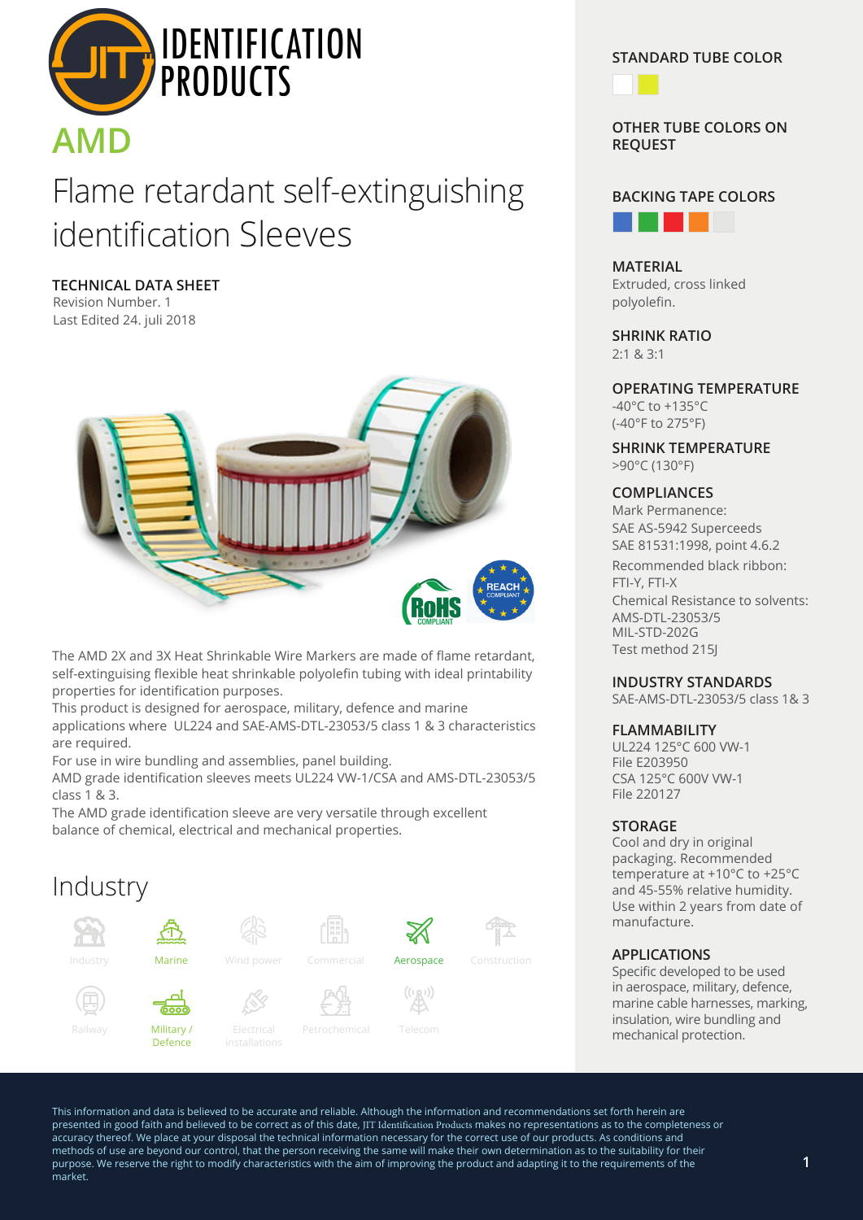# AMD

## Flame retardant self-extinguishing identification Sleeves

**TECHNICAL DATA SHEET**
Revision Number. 1
Last Edited 24. juli 2018

The AMD 2X and 3X Heat Shrinkable Wire Markers are made of flame retardant, self-extinguising flexible heat shrinkable polyolefin tubing with ideal printability properties for identification purposes.
This product is designed for aerospace, military, defence and marine applications where UL224 and SAE-AMS-DTL-23053/5 class 1 & 3 characteristics are required.
For use in wire bundling and assemblies, panel building.
AMD grade identification sleeves meets UL224 VW-1/CSA and AMS-DTL-23053/5 class 1 & 3.
The AMD grade identification sleeve are very versatile through excellent balance of chemical, electrical and mechanical properties.

## Industry

Industry, Marine, Wind power, Commercial, Aerospace, Construction, Railway, Military / Defence, Electrical installations, Petrochemical, Telecom

### STANDARD TUBE COLOR

### OTHER TUBE COLORS ON REQUEST

### BACKING TAPE COLORS

### MATERIAL
Extruded, cross linked polyolefin.

### SHRINK RATIO
2:1 & 3:1

### OPERATING TEMPERATURE
-40°C to +135°C
(-40°F to 275°F)

### SHRINK TEMPERATURE
>90°C (130°F)

### COMPLIANCES
Mark Permanence:
SAE AS-5942 Superceeds
SAE 81531:1998, point 4.6.2
Recommended black ribbon:
FTI-Y, FTI-X
Chemical Resistance to solvents:
AMS-DTL-23053/5
MIL-STD-202G
Test method 215J

### INDUSTRY STANDARDS
SAE-AMS-DTL-23053/5 class 1& 3

### FLAMMABILITY
UL224 125°C 600 VW-1
File E203950
CSA 125°C 600V VW-1
File 220127

### STORAGE
Cool and dry in original packaging. Recommended temperature at +10°C to +25°C and 45-55% relative humidity. Use within 2 years from date of manufacture.

### APPLICATIONS
Specific developed to be used in aerospace, military, defence, marine cable harnesses, marking, insulation, wire bundling and mechanical protection.

This information and data is believed to be accurate and reliable. Although the information and recommendations set forth herein are presented in good faith and believed to be correct as of this date, JIT Identification Products makes no representations as to the completeness or accuracy thereof. We place at your disposal the technical information necessary for the correct use of our products. As conditions and methods of use are beyond our control, that the person receiving the same will make their own determination as to the suitability for their purpose. We reserve the right to modify characteristics with the aim of improving the product and adapting it to the requirements of the market.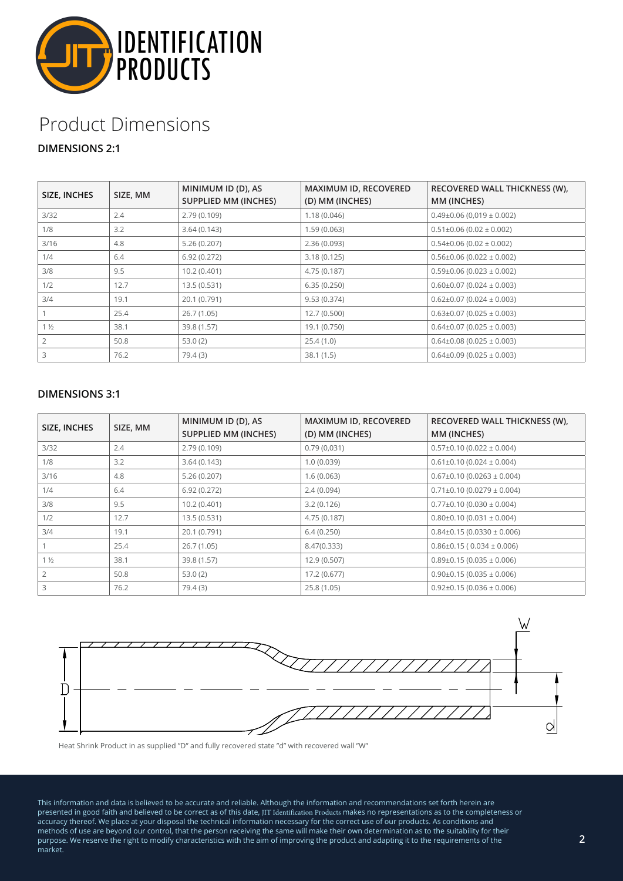IDENTIFICATION PRODUCTS

# Product Dimensions

### DIMENSIONS 2:1

| SIZE, INCHES | SIZE, MM | MINIMUM ID (D), AS SUPPLIED MM (INCHES) | MAXIMUM ID, RECOVERED (D) MM (INCHES) | RECOVERED WALL THICKNESS (W), MM (INCHES) |
|---|---|---|---|---|
| 3/32 | 2.4 | 2.79 (0.109) | 1.18 (0.046) | 0.49±0.06 (0,019 ± 0.002) |
| 1/8 | 3.2 | 3.64 (0.143) | 1.59 (0.063) | 0.51±0.06 (0.02 ± 0.002) |
| 3/16 | 4.8 | 5.26 (0.207) | 2.36 (0.093) | 0.54±0.06 (0.02 ± 0.002) |
| 1/4 | 6.4 | 6.92 (0.272) | 3.18 (0.125) | 0.56±0.06 (0.022 ± 0.002) |
| 3/8 | 9.5 | 10.2 (0.401) | 4.75 (0.187) | 0.59±0.06 (0.023 ± 0.002) |
| 1/2 | 12.7 | 13.5 (0.531) | 6.35 (0.250) | 0.60±0.07 (0.024 ± 0.003) |
| 3/4 | 19.1 | 20.1 (0.791) | 9.53 (0.374) | 0.62±0.07 (0.024 ± 0.003) |
| 1 | 25.4 | 26.7 (1.05) | 12.7 (0.500) | 0.63±0.07 (0.025 ± 0.003) |
| 1 ½ | 38.1 | 39.8 (1.57) | 19.1 (0.750) | 0.64±0.07 (0.025 ± 0.003) |
| 2 | 50.8 | 53.0 (2) | 25.4 (1.0) | 0.64±0.08 (0.025 ± 0.003) |
| 3 | 76.2 | 79.4 (3) | 38.1 (1.5) | 0.64±0.09 (0.025 ± 0.003) |

### DIMENSIONS 3:1

| SIZE, INCHES | SIZE, MM | MINIMUM ID (D), AS SUPPLIED MM (INCHES) | MAXIMUM ID, RECOVERED (D) MM (INCHES) | RECOVERED WALL THICKNESS (W), MM (INCHES) |
|---|---|---|---|---|
| 3/32 | 2.4 | 2.79 (0.109) | 0.79 (0,031) | 0.57±0.10 (0.022 ± 0.004) |
| 1/8 | 3.2 | 3.64 (0.143) | 1.0 (0.039) | 0.61±0.10 (0.024 ± 0.004) |
| 3/16 | 4.8 | 5.26 (0.207) | 1.6 (0.063) | 0.67±0.10 (0.0263 ± 0.004) |
| 1/4 | 6.4 | 6.92 (0.272) | 2.4 (0.094) | 0.71±0.10 (0.0279 ± 0.004) |
| 3/8 | 9.5 | 10.2 (0.401) | 3.2 (0.126) | 0.77±0.10 (0.030 ± 0.004) |
| 1/2 | 12.7 | 13.5 (0.531) | 4.75 (0.187) | 0.80±0.10 (0.031 ± 0.004) |
| 3/4 | 19.1 | 20.1 (0.791) | 6.4 (0.250) | 0.84±0.15 (0.0330 ± 0.006) |
| 1 | 25.4 | 26.7 (1.05) | 8.47(0.333) | 0.86±0.15 ( 0.034 ± 0.006) |
| 1 ½ | 38.1 | 39.8 (1.57) | 12.9 (0.507) | 0.89±0.15 (0.035 ± 0.006) |
| 2 | 50.8 | 53.0 (2) | 17.2 (0.677) | 0.90±0.15 (0.035 ± 0.006) |
| 3 | 76.2 | 79.4 (3) | 25.8 (1.05) | 0.92±0.15 (0.036 ± 0.006) |

Heat Shrink Product in as supplied "D" and fully recovered state "d" with recovered wall "W"

This information and data is believed to be accurate and reliable. Although the information and recommendations set forth herein are presented in good faith and believed to be correct as of this date, JIT Identification Products makes no representations as to the completeness or accuracy thereof. We place at your disposal the technical information necessary for the correct use of our products. As conditions and methods of use are beyond our control, that the person receiving the same will make their own determination as to the suitability for their purpose. We reserve the right to modify characteristics with the aim of improving the product and adapting it to the requirements of the market.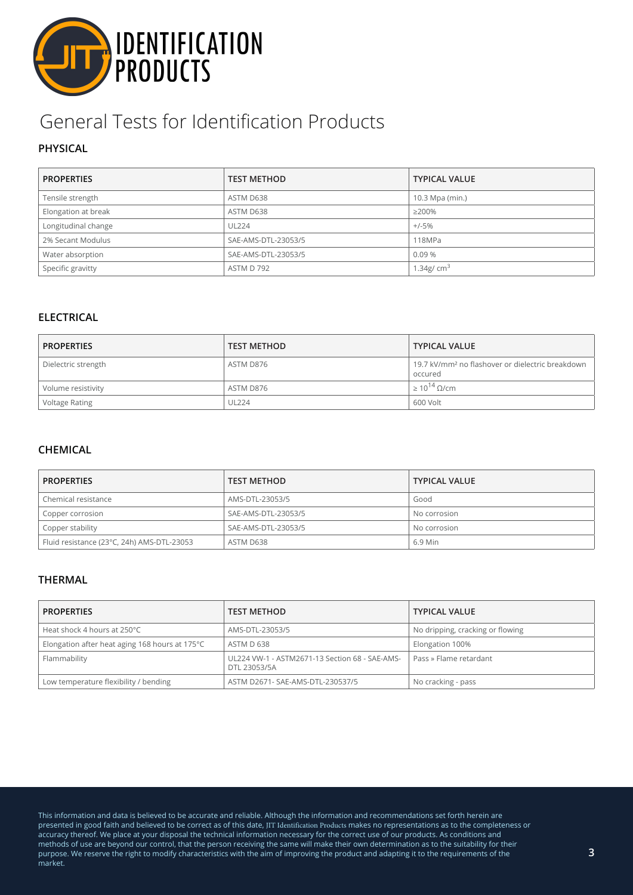# IDENTIFICATION PRODUCTS

## General Tests for Identification Products

### PHYSICAL

| PROPERTIES | TEST METHOD | TYPICAL VALUE |
|---|---|---|
| Tensile strength | ASTM D638 | 10.3 Mpa (min.) |
| Elongation at break | ASTM D638 | ≥200% |
| Longitudinal change | UL224 | +/-5% |
| 2% Secant Modulus | SAE-AMS-DTL-23053/5 | 118MPa |
| Water absorption | SAE-AMS-DTL-23053/5 | 0.09 % |
| Specific gravity | ASTM D 792 | 1.34g/ $cm^3$ |

### ELECTRICAL

| PROPERTIES | TEST METHOD | TYPICAL VALUE |
|---|---|---|
| Dielectric strength | ASTM D876 | 19.7 kV/mm² no flashover or dielectric breakdown occured |
| Volume resistivity | ASTM D876 | ≥ $10^{14}$ Ω/cm |
| Voltage Rating | UL224 | 600 Volt |

### CHEMICAL

| PROPERTIES | TEST METHOD | TYPICAL VALUE |
|---|---|---|
| Chemical resistance | AMS-DTL-23053/5 | Good |
| Copper corrosion | SAE-AMS-DTL-23053/5 | No corrosion |
| Copper stability | SAE-AMS-DTL-23053/5 | No corrosion |
| Fluid resistance (23°C, 24h) AMS-DTL-23053 | ASTM D638 | 6.9 Min |

### THERMAL

| PROPERTIES | TEST METHOD | TYPICAL VALUE |
|---|---|---|
| Heat shock 4 hours at 250°C | AMS-DTL-23053/5 | No dripping, cracking or flowing |
| Elongation after heat aging 168 hours at 175°C | ASTM D 638 | Elongation 100% |
| Flammability | UL224 VW-1 - ASTM2671-13 Section 68 - SAE-AMS-DTL 23053/5A | Pass » Flame retardant |
| Low temperature flexibility / bending | ASTM D2671- SAE-AMS-DTL-230537/5 | No cracking - pass |

This information and data is believed to be accurate and reliable. Although the information and recommendations set forth herein are presented in good faith and believed to be correct as of this date, JIT Identification Products makes no representations as to the completeness or accuracy thereof. We place at your disposal the technical information necessary for the correct use of our products. As conditions and methods of use are beyond our control, that the person receiving the same will make their own determination as to the suitability for their purpose. We reserve the right to modify characteristics with the aim of improving the product and adapting it to the requirements of the market.